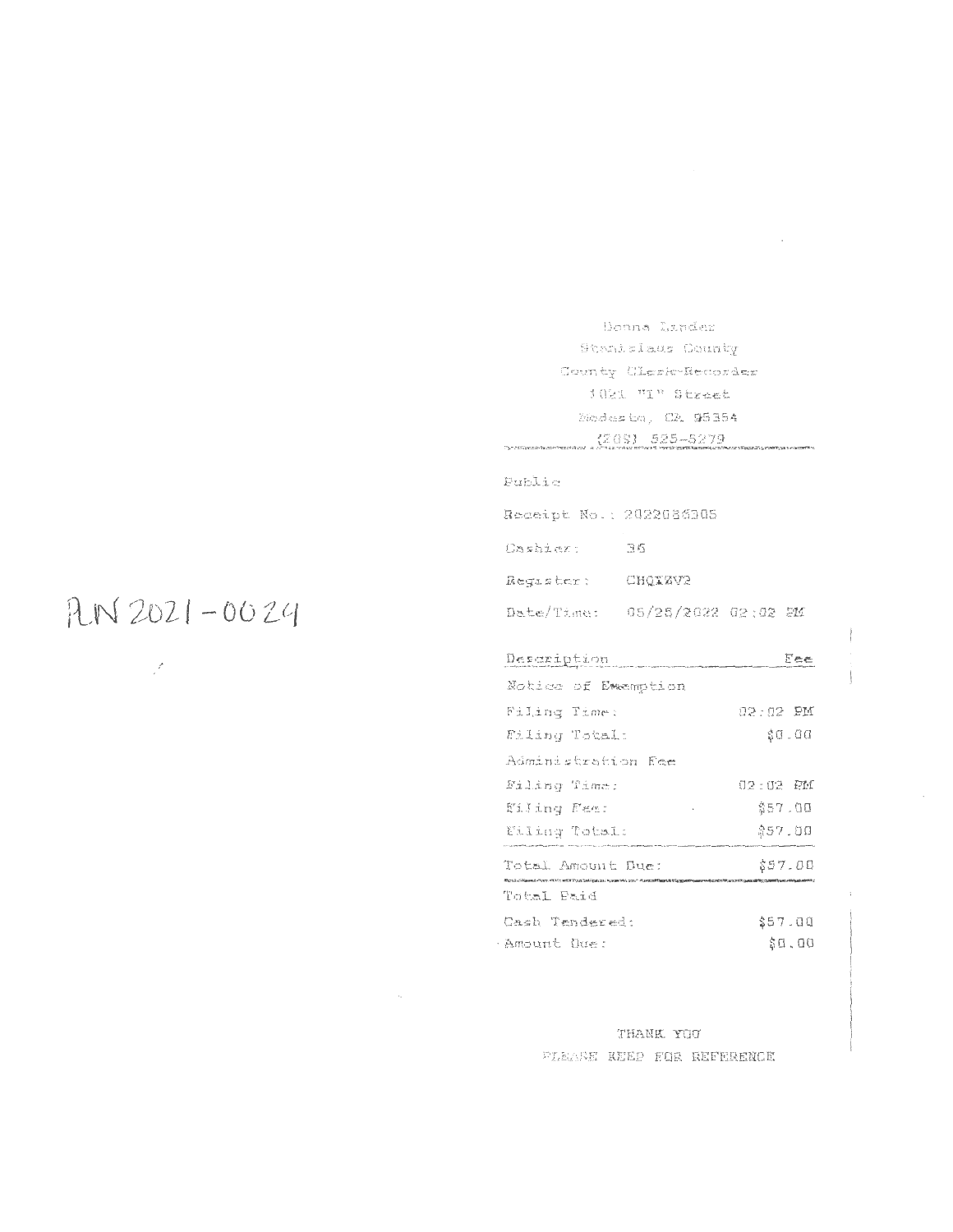PLN 2021-0024

Donna Linder
Stanislaus County
County Clerk-Recorder
1021 "I" Street
Modesto, CA 95354
(209) 525-5279

Public

Receipt No.: 2022086305

Cashier: 36

Register: CHQIZV2

Date/Time: 05/26/2022 02:02 PM

| Description | Fee |
|---|---|
| Notice of Exemption | |
| Filing Time: | 02:02 PM |
| Filing Total: | $0.00 |
| Administration Fee | |
| Filing Time: | 02:02 PM |
| Filing Fee: | $57.00 |
| Filing Total: | $57.00 |
| Total Amount Due: | $57.00 |
| Total Paid | |
| Cash Tendered: | $57.00 |
| Amount Due: | $0.00 |

THANK YOU
PLEASE KEEP FOR REFERENCE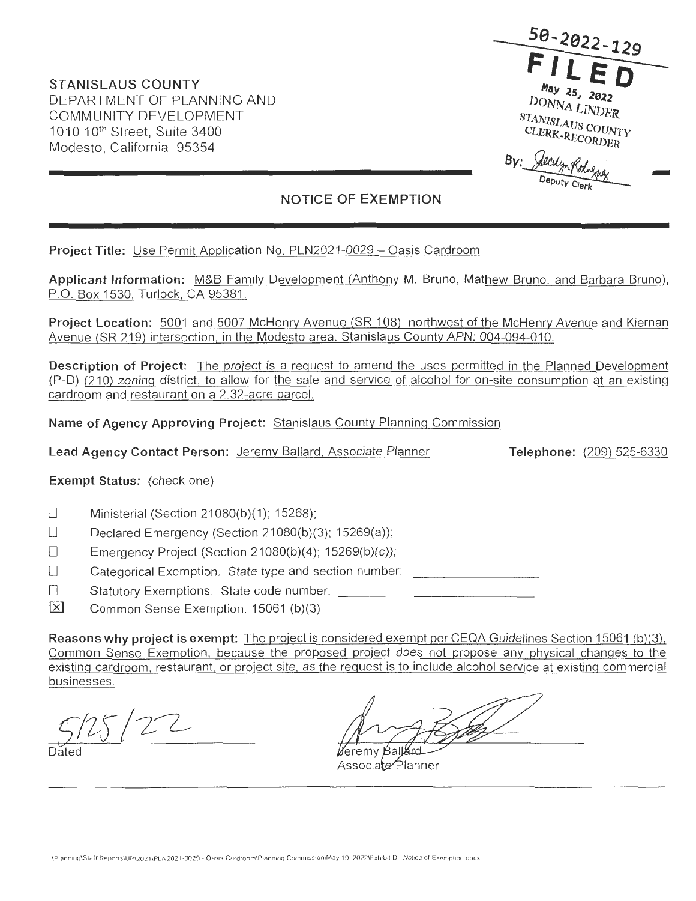STANISLAUS COUNTY
DEPARTMENT OF PLANNING AND COMMUNITY DEVELOPMENT
1010 10th Street, Suite 3400
Modesto, California 95354

50-2022-129
**FILED**
May 25, 2022
DONNA LINDER
STANISLAUS COUNTY
CLERK-RECORDER
By: Jocelyn Rodriguez
Deputy Clerk

## NOTICE OF EXEMPTION

**Project Title:** Use Permit Application No. PLN2021-0029 – Oasis Cardroom

**Applicant Information:** M&B Family Development (Anthony M. Bruno, Mathew Bruno, and Barbara Bruno), P.O. Box 1530, Turlock, CA 95381.

**Project Location:** 5001 and 5007 McHenry Avenue (SR 108), northwest of the McHenry Avenue and Kiernan Avenue (SR 219) intersection, in the Modesto area. Stanislaus County APN: 004-094-010.

**Description of Project:** The project is a request to amend the uses permitted in the Planned Development (P-D) (210) zoning district, to allow for the sale and service of alcohol for on-site consumption at an existing cardroom and restaurant on a 2.32-acre parcel.

**Name of Agency Approving Project:** Stanislaus County Planning Commission

**Lead Agency Contact Person:** Jeremy Ballard, Associate Planner **Telephone:** (209) 525-6330

**Exempt Status:** (check one)

- ☐ Ministerial (Section 21080(b)(1); 15268);
- ☐ Declared Emergency (Section 21080(b)(3); 15269(a));
- ☐ Emergency Project (Section 21080(b)(4); 15269(b)(c));
- ☐ Categorical Exemption. State type and section number: ____________
- ☐ Statutory Exemptions. State code number: ____________
- ☒ Common Sense Exemption. 15061 (b)(3)

**Reasons why project is exempt:** The project is considered exempt per CEQA Guidelines Section 15061 (b)(3), Common Sense Exemption, because the proposed project does not propose any physical changes to the existing cardroom, restaurant, or project site, as the request is to include alcohol service at existing commercial businesses.

5/25/22
Dated

Jeremy Ballard
Associate Planner

I:\Planning\Staff Reports\UP\2021\PLN2021-0029 - Oasis Cardroom\Planning Commission\May 19 2022\Exhibit D - Notice of Exemption.docx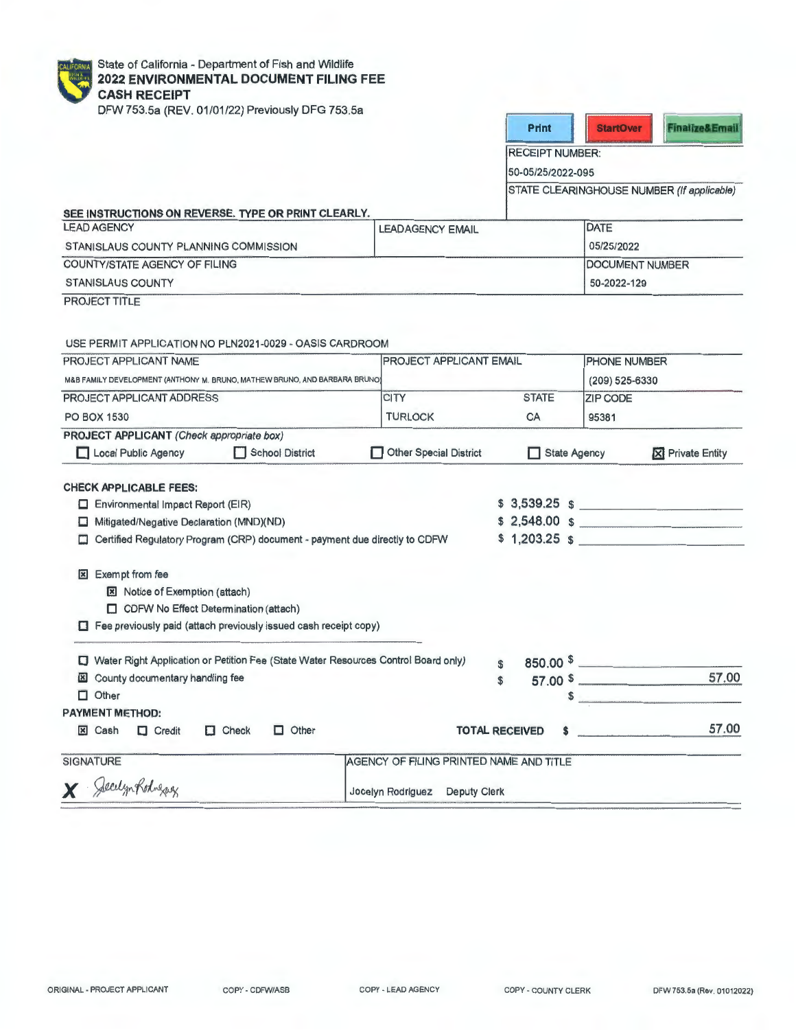State of California - Department of Fish and Wildlife

# 2022 ENVIRONMENTAL DOCUMENT FILING FEE CASH RECEIPT

DFW 753.5a (REV. 01/01/22) Previously DFG 753.5a

| RECEIPT NUMBER: |
|---|
| 50-05/25/2022-095 |
| STATE CLEARINGHOUSE NUMBER *(If applicable)* |

**SEE INSTRUCTIONS ON REVERSE. TYPE OR PRINT CLEARLY.**

| LEAD AGENCY | LEADAGENCY EMAIL | DATE |
|---|---|---|
| STANISLAUS COUNTY PLANNING COMMISSION | | 05/25/2022 |
| COUNTY/STATE AGENCY OF FILING | | DOCUMENT NUMBER |
| STANISLAUS COUNTY | | 50-2022-129 |

PROJECT TITLE

USE PERMIT APPLICATION NO PLN2021-0029 - OASIS CARDROOM

| PROJECT APPLICANT NAME | PROJECT APPLICANT EMAIL | | PHONE NUMBER |
|---|---|---|---|
| M&B FAMILY DEVELOPMENT (ANTHONY M. BRUNO, MATHEW BRUNO, AND BARBARA BRUNO) | | | (209) 525-6330 |
| PROJECT APPLICANT ADDRESS | CITY | STATE | ZIP CODE |
| PO BOX 1530 | TURLOCK | CA | 95381 |

**PROJECT APPLICANT** *(Check appropriate box)*

☐ Local Public Agency ☐ School District ☐ Other Special District ☐ State Agency ☒ Private Entity

**CHECK APPLICABLE FEES:**

| | | |
|---|---|---|
| ☐ Environmental Impact Report (EIR) | $ 3,539.25 | $ |
| ☐ Mitigated/Negative Declaration (MND)(ND) | $ 2,548.00 | $ |
| ☐ Certified Regulatory Program (CRP) document - payment due directly to CDFW | $ 1,203.25 | $ |

☒ Exempt from fee
- ☒ Notice of Exemption (attach)
- ☐ CDFW No Effect Determination (attach)

☐ Fee previously paid (attach previously issued cash receipt copy)

| | | |
|---|---|---|
| ☐ Water Right Application or Petition Fee (State Water Resources Control Board only) | $ 850.00 | $ |
| ☒ County documentary handling fee | $ 57.00 | $ 57.00 |
| ☐ Other | | $ |

**PAYMENT METHOD:**

☒ Cash ☐ Credit ☐ Check ☐ Other

**TOTAL RECEIVED** $ 57.00

| SIGNATURE | AGENCY OF FILING PRINTED NAME AND TITLE |
|---|---|
| X Jocelyn Rodriguez | Jocelyn Rodriguez Deputy Clerk |

ORIGINAL - PROJECT APPLICANT COPY - CDFW/ASB COPY - LEAD AGENCY COPY - COUNTY CLERK DFW 753.5a (Rev. 01012022)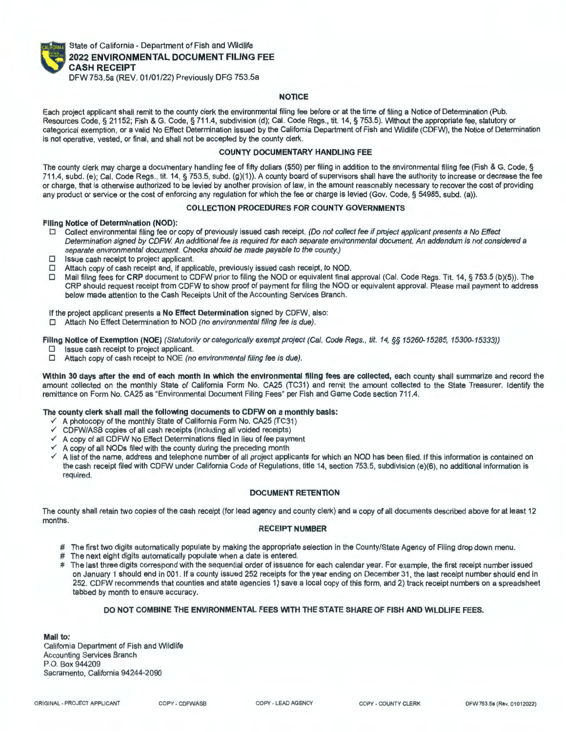State of California - Department of Fish and Wildlife
**2022 ENVIRONMENTAL DOCUMENT FILING FEE**
**CASH RECEIPT**
DFW 753.5a (REV. 01/01/22) Previously DFG 753.5a

## NOTICE

Each project applicant shall remit to the county clerk the environmental filing fee before or at the time of filing a Notice of Determination (Pub. Resources Code, § 21152; Fish & G. Code, § 711.4, subdivision (d); Cal. Code Regs., tit. 14, § 753.5). Without the appropriate fee, statutory or categorical exemption, or a valid No Effect Determination issued by the California Department of Fish and Wildlife (CDFW), the Notice of Determination is not operative, vested, or final, and shall not be accepted by the county clerk.

## COUNTY DOCUMENTARY HANDLING FEE

The county clerk may charge a documentary handling fee of fifty dollars ($50) per filing in addition to the environmental filing fee (Fish & G. Code, § 711.4, subd. (e); Cal. Code Regs., tit. 14, § 753.5, subd. (g)(1)). A county board of supervisors shall have the authority to increase or decrease the fee or charge, that is otherwise authorized to be levied by another provision of law, in the amount reasonably necessary to recover the cost of providing any product or service or the cost of enforcing any regulation for which the fee or charge is levied (Gov. Code, § 54985, subd. (a)).

## COLLECTION PROCEDURES FOR COUNTY GOVERNMENTS

**Filing Notice of Determination (NOD):**

- ☐ Collect environmental filing fee or copy of previously issued cash receipt. *(Do not collect fee if project applicant presents a No Effect Determination signed by CDFW. An additional fee is required for each separate environmental document. An addendum is not considered a separate environmental document. Checks should be made payable to the county.)*
- ☐ Issue cash receipt to project applicant.
- ☐ Attach copy of cash receipt and, if applicable, previously issued cash receipt, to NOD.
- ☐ Mail filing fees for **CRP** document to CDFW prior to filing the NOD or equivalent final approval (Cal. Code Regs. Tit. 14, § 753.5 (b)(5)). The CRP should request receipt from CDFW to show proof of payment for filing the NOD or equivalent approval. Please mail payment to address below made attention to the Cash Receipts Unit of the Accounting Services Branch.

If the project applicant presents a **No Effect Determination** signed by CDFW, also:

- ☐ Attach No Effect Determination to NOD *(no environmental filing fee is due)*.

**Filing Notice of Exemption (NOE)** *(Statutorily or categorically exempt project (Cal. Code Regs., tit. 14, §§ 15260-15285, 15300-15333))*

- ☐ Issue cash receipt to project applicant.
- ☐ Attach copy of cash receipt to NOE *(no environmental filing fee is due)*.

**Within 30 days after the end of each month in which the environmental filing fees are collected,** each county shall summarize and record the amount collected on the monthly State of California Form No. CA25 (TC31) and remit the amount collected to the State Treasurer. Identify the remittance on Form No. CA25 as "Environmental Document Filing Fees" per Fish and Game Code section 711.4.

**The county clerk shall mail the following documents to CDFW on a monthly basis:**

- ✓ A photocopy of the monthly State of California Form No. CA25 (TC31)
- ✓ CDFW/ASB copies of all cash receipts (including all voided receipts)
- ✓ A copy of all CDFW No Effect Determinations filed in lieu of fee payment
- ✓ A copy of all NODs filed with the county during the preceding month
- ✓ A list of the name, address and telephone number of all project applicants for which an NOD has been filed. If this information is contained on the cash receipt filed with CDFW under California Code of Regulations, title 14, section 753.5, subdivision (e)(6), no additional information is required.

## DOCUMENT RETENTION

The county shall retain two copies of the cash receipt (for lead agency and county clerk) and a copy of all documents described above for at least 12 months.

## RECEIPT NUMBER

- # The first two digits automatically populate by making the appropriate selection in the County/State Agency of Filing drop down menu.
- # The next eight digits automatically populate when a date is entered.
- # The last three digits correspond with the sequential order of issuance for each calendar year. For example, the first receipt number issued on January 1 should end in 001. If a county issued 252 receipts for the year ending on December 31, the last receipt number should end in 252. CDFW recommends that counties and state agencies 1) save a local copy of this form, and 2) track receipt numbers on a spreadsheet tabbed by month to ensure accuracy.

**DO NOT COMBINE THE ENVIRONMENTAL FEES WITH THE STATE SHARE OF FISH AND WILDLIFE FEES.**

**Mail to:**
California Department of Fish and Wildlife
Accounting Services Branch
P.O. Box 944209
Sacramento, California 94244-2090

ORIGINAL - PROJECT APPLICANT | COPY - CDFW/ASB | COPY - LEAD AGENCY | COPY - COUNTY CLERK | DFW 753.5a (Rev. 01012022)